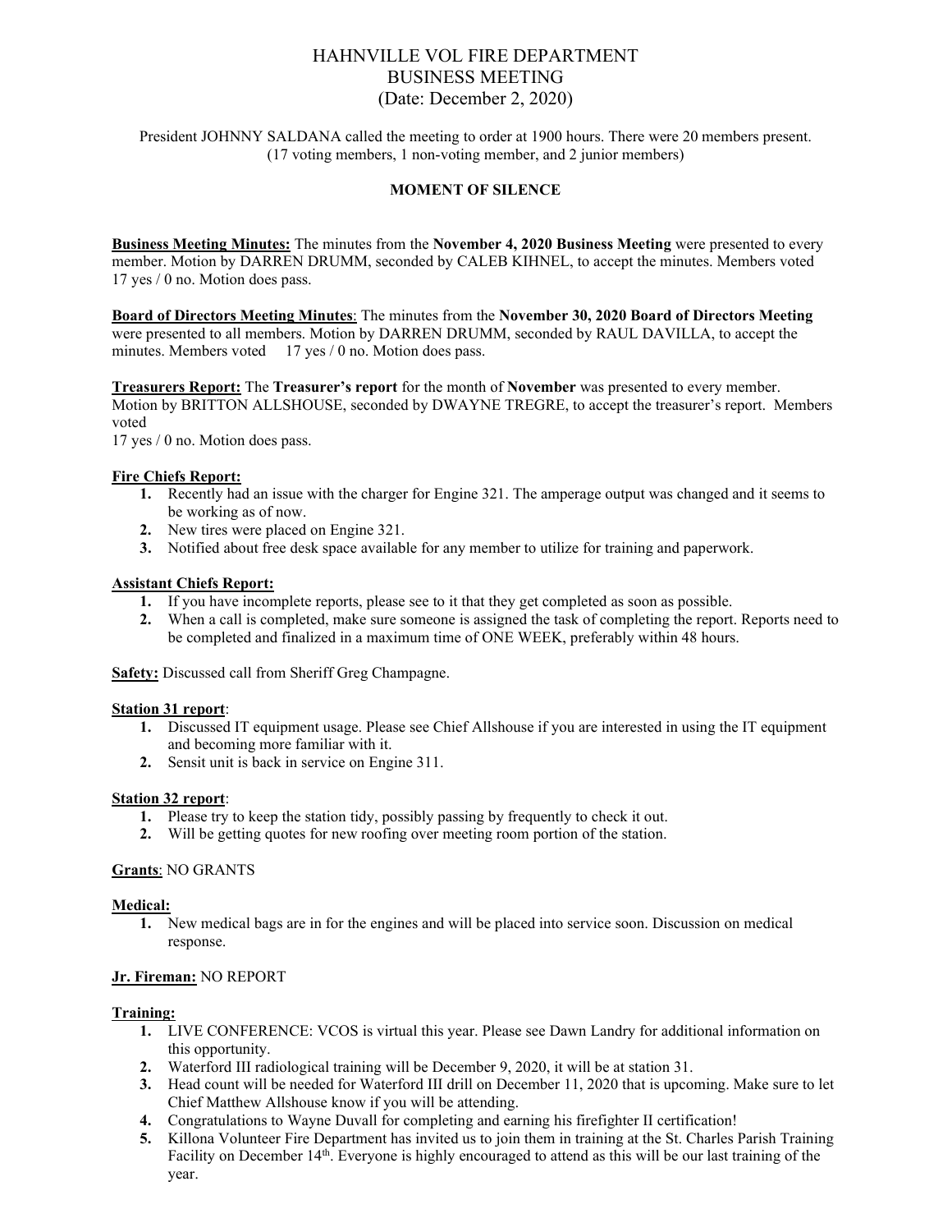# HAHNVILLE VOL FIRE DEPARTMENT
# BUSINESS MEETING
## (Date: December 2, 2020)

President JOHNNY SALDANA called the meeting to order at 1900 hours. There were 20 members present. (17 voting members, 1 non-voting member, and 2 junior members)

**MOMENT OF SILENCE**

**Business Meeting Minutes:** The minutes from the **November 4, 2020 Business Meeting** were presented to every member. Motion by DARREN DRUMM, seconded by CALEB KIHNEL, to accept the minutes. Members voted 17 yes / 0 no. Motion does pass.

**Board of Directors Meeting Minutes**: The minutes from the **November 30, 2020 Board of Directors Meeting** were presented to all members. Motion by DARREN DRUMM, seconded by RAUL DAVILLA, to accept the minutes. Members voted 17 yes / 0 no. Motion does pass.

**Treasurers Report:** The **Treasurer's report** for the month of **November** was presented to every member. Motion by BRITTON ALLSHOUSE, seconded by DWAYNE TREGRE, to accept the treasurer's report. Members voted
17 yes / 0 no. Motion does pass.

**Fire Chiefs Report:**

1. Recently had an issue with the charger for Engine 321. The amperage output was changed and it seems to be working as of now.
2. New tires were placed on Engine 321.
3. Notified about free desk space available for any member to utilize for training and paperwork.

**Assistant Chiefs Report:**

1. If you have incomplete reports, please see to it that they get completed as soon as possible.
2. When a call is completed, make sure someone is assigned the task of completing the report. Reports need to be completed and finalized in a maximum time of ONE WEEK, preferably within 48 hours.

**Safety:** Discussed call from Sheriff Greg Champagne.

**Station 31 report**:

1. Discussed IT equipment usage. Please see Chief Allshouse if you are interested in using the IT equipment and becoming more familiar with it.
2. Sensit unit is back in service on Engine 311.

**Station 32 report**:

1. Please try to keep the station tidy, possibly passing by frequently to check it out.
2. Will be getting quotes for new roofing over meeting room portion of the station.

**Grants**: NO GRANTS

**Medical:**

1. New medical bags are in for the engines and will be placed into service soon. Discussion on medical response.

**Jr. Fireman:** NO REPORT

**Training:**

1. LIVE CONFERENCE: VCOS is virtual this year. Please see Dawn Landry for additional information on this opportunity.
2. Waterford III radiological training will be December 9, 2020, it will be at station 31.
3. Head count will be needed for Waterford III drill on December 11, 2020 that is upcoming. Make sure to let Chief Matthew Allshouse know if you will be attending.
4. Congratulations to Wayne Duvall for completing and earning his firefighter II certification!
5. Killona Volunteer Fire Department has invited us to join them in training at the St. Charles Parish Training Facility on December 14th. Everyone is highly encouraged to attend as this will be our last training of the year.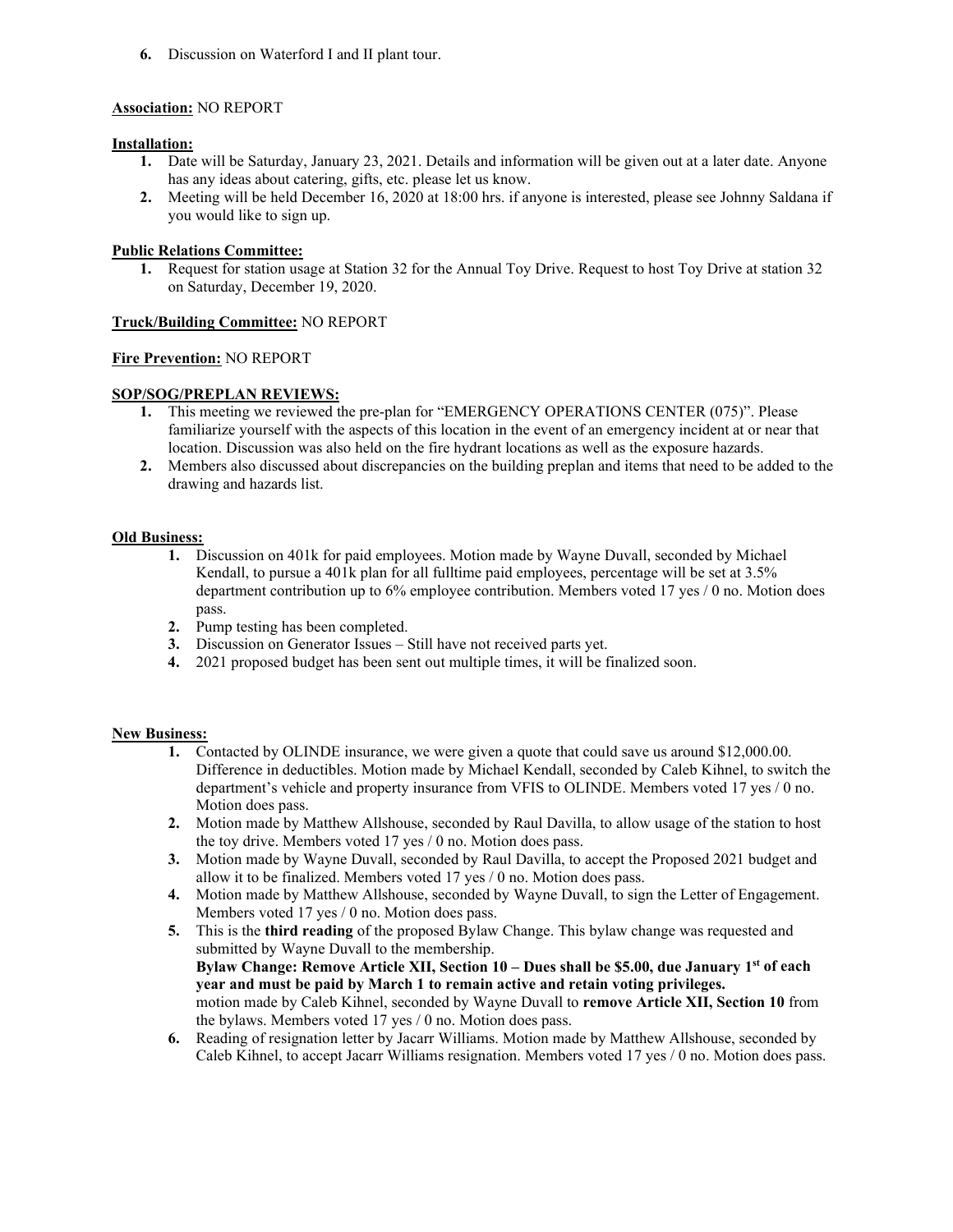6. Discussion on Waterford I and II plant tour.

**Association:** NO REPORT

**Installation:**

1. Date will be Saturday, January 23, 2021. Details and information will be given out at a later date. Anyone has any ideas about catering, gifts, etc. please let us know.
2. Meeting will be held December 16, 2020 at 18:00 hrs. if anyone is interested, please see Johnny Saldana if you would like to sign up.

**Public Relations Committee:**

1. Request for station usage at Station 32 for the Annual Toy Drive. Request to host Toy Drive at station 32 on Saturday, December 19, 2020.

**Truck/Building Committee:** NO REPORT

**Fire Prevention:** NO REPORT

**SOP/SOG/PREPLAN REVIEWS:**

1. This meeting we reviewed the pre-plan for "EMERGENCY OPERATIONS CENTER (075)". Please familiarize yourself with the aspects of this location in the event of an emergency incident at or near that location. Discussion was also held on the fire hydrant locations as well as the exposure hazards.
2. Members also discussed about discrepancies on the building preplan and items that need to be added to the drawing and hazards list.

**Old Business:**

1. Discussion on 401k for paid employees. Motion made by Wayne Duvall, seconded by Michael Kendall, to pursue a 401k plan for all fulltime paid employees, percentage will be set at 3.5% department contribution up to 6% employee contribution. Members voted 17 yes / 0 no. Motion does pass.
2. Pump testing has been completed.
3. Discussion on Generator Issues – Still have not received parts yet.
4. 2021 proposed budget has been sent out multiple times, it will be finalized soon.

**New Business:**

1. Contacted by OLINDE insurance, we were given a quote that could save us around $12,000.00. Difference in deductibles. Motion made by Michael Kendall, seconded by Caleb Kihnel, to switch the department's vehicle and property insurance from VFIS to OLINDE. Members voted 17 yes / 0 no. Motion does pass.
2. Motion made by Matthew Allshouse, seconded by Raul Davilla, to allow usage of the station to host the toy drive. Members voted 17 yes / 0 no. Motion does pass.
3. Motion made by Wayne Duvall, seconded by Raul Davilla, to accept the Proposed 2021 budget and allow it to be finalized. Members voted 17 yes / 0 no. Motion does pass.
4. Motion made by Matthew Allshouse, seconded by Wayne Duvall, to sign the Letter of Engagement. Members voted 17 yes / 0 no. Motion does pass.
5. This is the **third reading** of the proposed Bylaw Change. This bylaw change was requested and submitted by Wayne Duvall to the membership.
   **Bylaw Change: Remove Article XII, Section 10 – Dues shall be $5.00, due January 1st of each year and must be paid by March 1 to remain active and retain voting privileges.**
   motion made by Caleb Kihnel, seconded by Wayne Duvall to **remove Article XII, Section 10** from the bylaws. Members voted 17 yes / 0 no. Motion does pass.
6. Reading of resignation letter by Jacarr Williams. Motion made by Matthew Allshouse, seconded by Caleb Kihnel, to accept Jacarr Williams resignation. Members voted 17 yes / 0 no. Motion does pass.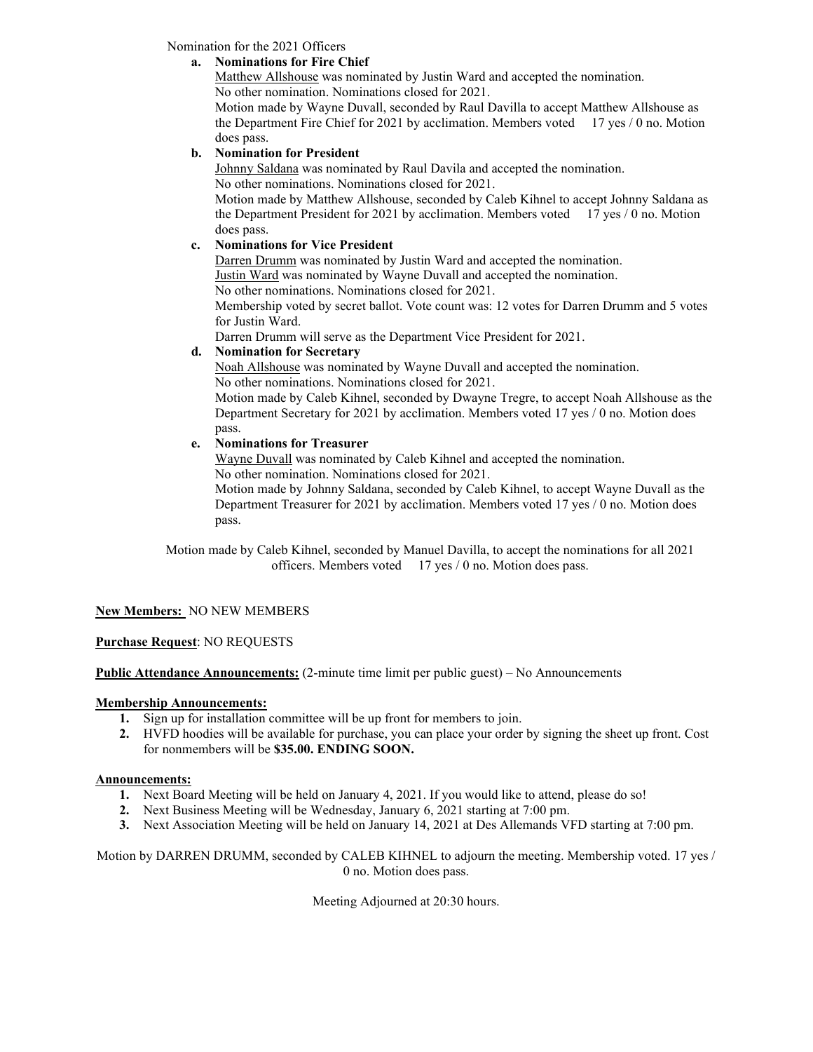Nomination for the 2021 Officers

a. **Nominations for Fire Chief**

Matthew Allshouse was nominated by Justin Ward and accepted the nomination.
No other nomination. Nominations closed for 2021.
Motion made by Wayne Duvall, seconded by Raul Davilla to accept Matthew Allshouse as the Department Fire Chief for 2021 by acclimation. Members voted 17 yes / 0 no. Motion does pass.

b. **Nomination for President**

Johnny Saldana was nominated by Raul Davila and accepted the nomination.
No other nominations. Nominations closed for 2021.
Motion made by Matthew Allshouse, seconded by Caleb Kihnel to accept Johnny Saldana as the Department President for 2021 by acclimation. Members voted 17 yes / 0 no. Motion does pass.

c. **Nominations for Vice President**

Darren Drumm was nominated by Justin Ward and accepted the nomination.
Justin Ward was nominated by Wayne Duvall and accepted the nomination.
No other nominations. Nominations closed for 2021.
Membership voted by secret ballot. Vote count was: 12 votes for Darren Drumm and 5 votes for Justin Ward.
Darren Drumm will serve as the Department Vice President for 2021.

d. **Nomination for Secretary**

Noah Allshouse was nominated by Wayne Duvall and accepted the nomination.
No other nominations. Nominations closed for 2021.
Motion made by Caleb Kihnel, seconded by Dwayne Tregre, to accept Noah Allshouse as the Department Secretary for 2021 by acclimation. Members voted 17 yes / 0 no. Motion does pass.

e. **Nominations for Treasurer**

Wayne Duvall was nominated by Caleb Kihnel and accepted the nomination.
No other nomination. Nominations closed for 2021.
Motion made by Johnny Saldana, seconded by Caleb Kihnel, to accept Wayne Duvall as the Department Treasurer for 2021 by acclimation. Members voted 17 yes / 0 no. Motion does pass.

Motion made by Caleb Kihnel, seconded by Manuel Davilla, to accept the nominations for all 2021 officers. Members voted 17 yes / 0 no. Motion does pass.

**New Members:** NO NEW MEMBERS

**Purchase Request**: NO REQUESTS

**Public Attendance Announcements:** (2-minute time limit per public guest) – No Announcements

**Membership Announcements:**

1. Sign up for installation committee will be up front for members to join.
2. HVFD hoodies will be available for purchase, you can place your order by signing the sheet up front. Cost for nonmembers will be **$35.00. ENDING SOON.**

**Announcements:**

1. Next Board Meeting will be held on January 4, 2021. If you would like to attend, please do so!
2. Next Business Meeting will be Wednesday, January 6, 2021 starting at 7:00 pm.
3. Next Association Meeting will be held on January 14, 2021 at Des Allemands VFD starting at 7:00 pm.

Motion by DARREN DRUMM, seconded by CALEB KIHNEL to adjourn the meeting. Membership voted. 17 yes / 0 no. Motion does pass.

Meeting Adjourned at 20:30 hours.